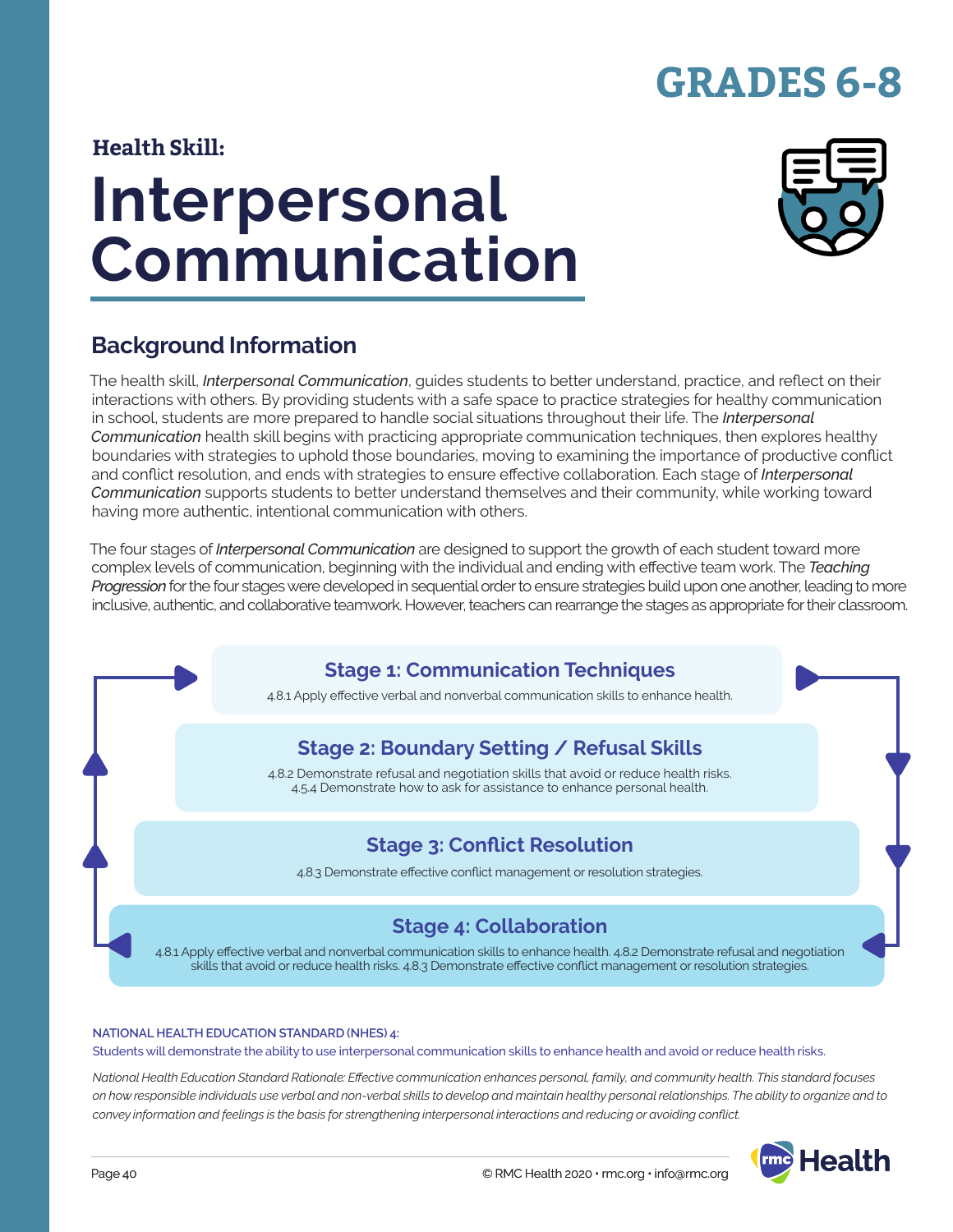# GRADES 6-8

**Health Skill:**

# Interpersonal Communication

## Background Information

The health skill, *Interpersonal Communication*, guides students to better understand, practice, and reflect on their interactions with others. By providing students with a safe space to practice strategies for healthy communication in school, students are more prepared to handle social situations throughout their life. The *Interpersonal Communication* health skill begins with practicing appropriate communication techniques, then explores healthy boundaries with strategies to uphold those boundaries, moving to examining the importance of productive conflict and conflict resolution, and ends with strategies to ensure effective collaboration. Each stage of *Interpersonal Communication* supports students to better understand themselves and their community, while working toward having more authentic, intentional communication with others.

The four stages of *Interpersonal Communication* are designed to support the growth of each student toward more complex levels of communication, beginning with the individual and ending with effective team work. The *Teaching Progression* for the four stages were developed in sequential order to ensure strategies build upon one another, leading to more inclusive, authentic, and collaborative teamwork. However, teachers can rearrange the stages as appropriate for their classroom.

### Stage 1: Communication Techniques

4.8.1 Apply effective verbal and nonverbal communication skills to enhance health.

### Stage 2: Boundary Setting / Refusal Skills

4.8.2 Demonstrate refusal and negotiation skills that avoid or reduce health risks.
4.5.4 Demonstrate how to ask for assistance to enhance personal health.

### Stage 3: Conflict Resolution

4.8.3 Demonstrate effective conflict management or resolution strategies.

### Stage 4: Collaboration

4.8.1 Apply effective verbal and nonverbal communication skills to enhance health. 4.8.2 Demonstrate refusal and negotiation skills that avoid or reduce health risks. 4.8.3 Demonstrate effective conflict management or resolution strategies.

**NATIONAL HEALTH EDUCATION STANDARD (NHES) 4:**
Students will demonstrate the ability to use interpersonal communication skills to enhance health and avoid or reduce health risks.

*National Health Education Standard Rationale: Effective communication enhances personal, family, and community health. This standard focuses on how responsible individuals use verbal and non-verbal skills to develop and maintain healthy personal relationships. The ability to organize and to convey information and feelings is the basis for strengthening interpersonal interactions and reducing or avoiding conflict.*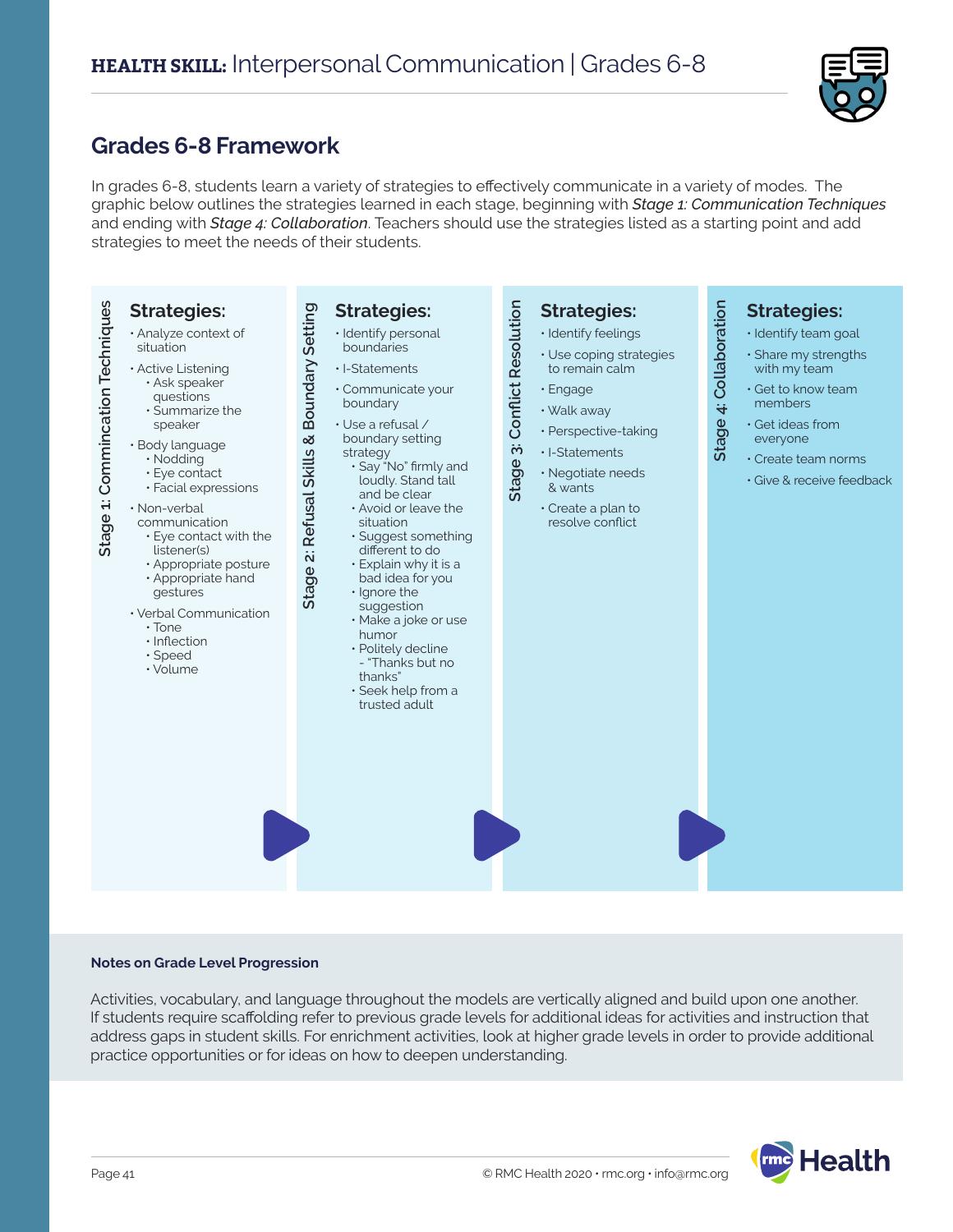# HEALTH SKILL: Interpersonal Communication | Grades 6-8

## Grades 6-8 Framework

In grades 6-8, students learn a variety of strategies to effectively communicate in a variety of modes. The graphic below outlines the strategies learned in each stage, beginning with ***Stage 1:*** *Communication Techniques* and ending with ***Stage 4:*** *Collaboration*. Teachers should use the strategies listed as a starting point and add strategies to meet the needs of their students.

### Stage 1: Commincation Techniques

**Strategies:**

- Analyze context of situation
- Active Listening
  - Ask speaker questions
  - Summarize the speaker
- Body language
  - Nodding
  - Eye contact
  - Facial expressions
- Non-verbal communication
  - Eye contact with the listener(s)
  - Appropriate posture
  - Appropriate hand gestures
- Verbal Communication
  - Tone
  - Inflection
  - Speed
  - Volume

### Stage 2: Refusal Skills & Boundary Setting

**Strategies:**

- Identify personal boundaries
- I-Statements
- Communicate your boundary
- Use a refusal / boundary setting strategy
  - Say "No" firmly and loudly. Stand tall and be clear
  - Avoid or leave the situation
  - Suggest something different to do
  - Explain why it is a bad idea for you
  - Ignore the suggestion
  - Make a joke or use humor
  - Politely decline - "Thanks but no thanks"
  - Seek help from a trusted adult

### Stage 3: Conflict Resolution

**Strategies:**

- Identify feelings
- Use coping strategies to remain calm
- Engage
- Walk away
- Perspective-taking
- I-Statements
- Negotiate needs & wants
- Create a plan to resolve conflict

### Stage 4: Collaboration

**Strategies:**

- Identify team goal
- Share my strengths with my team
- Get to know team members
- Get ideas from everyone
- Create team norms
- Give & receive feedback

**Notes on Grade Level Progression**

Activities, vocabulary, and language throughout the models are vertically aligned and build upon one another. If students require scaffolding refer to previous grade levels for additional ideas for activities and instruction that address gaps in student skills. For enrichment activities, look at higher grade levels in order to provide additional practice opportunities or for ideas on how to deepen understanding.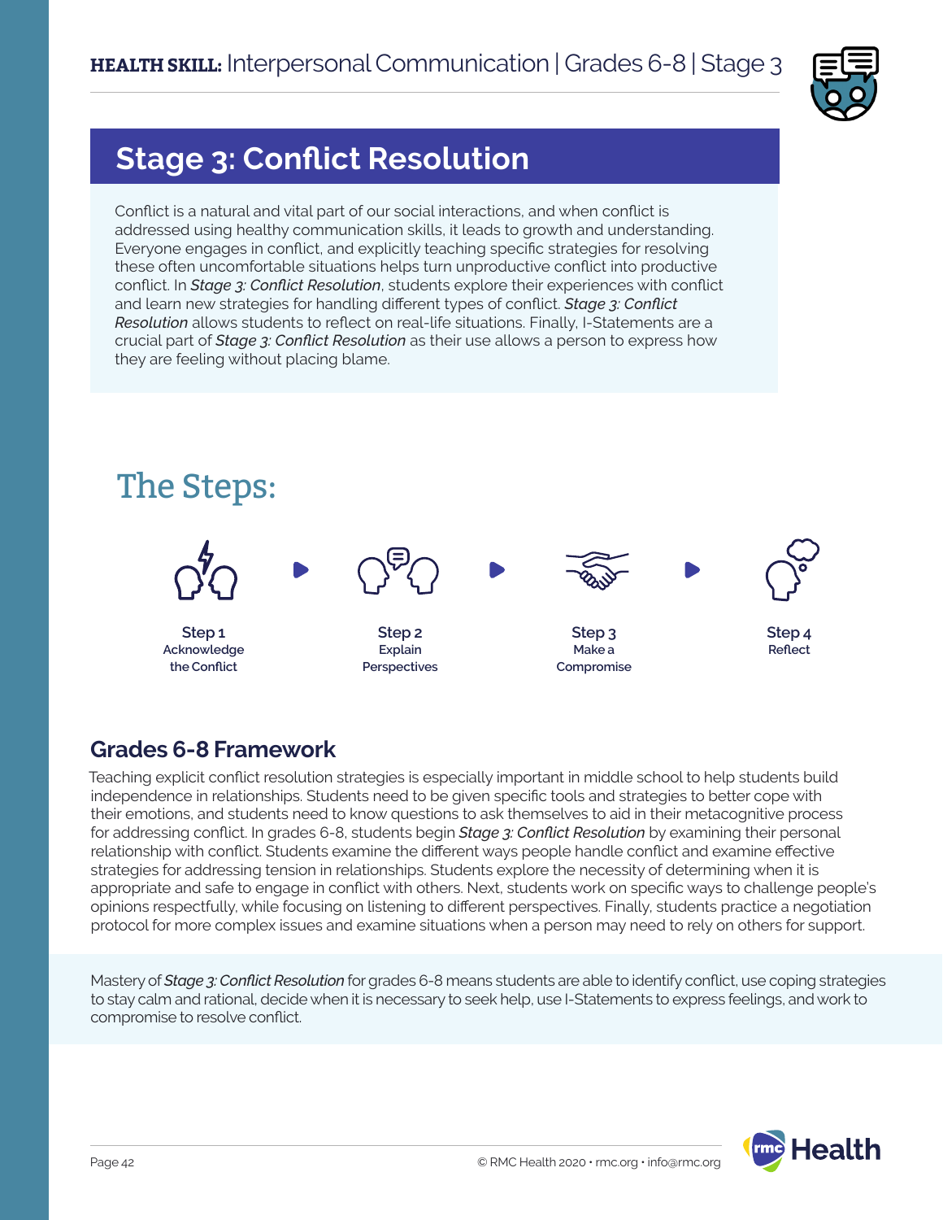**HEALTH SKILL:** Interpersonal Communication | Grades 6-8 | Stage 3

# Stage 3: Conflict Resolution

Conflict is a natural and vital part of our social interactions, and when conflict is addressed using healthy communication skills, it leads to growth and understanding. Everyone engages in conflict, and explicitly teaching specific strategies for resolving these often uncomfortable situations helps turn unproductive conflict into productive conflict. In ***Stage 3: Conflict Resolution***, students explore their experiences with conflict and learn new strategies for handling different types of conflict. ***Stage 3: Conflict Resolution*** allows students to reflect on real-life situations. Finally, I-Statements are a crucial part of ***Stage 3: Conflict Resolution*** as their use allows a person to express how they are feeling without placing blame.

## The Steps:

**Step 1** Acknowledge the Conflict → **Step 2** Explain Perspectives → **Step 3** Make a Compromise → **Step 4** Reflect

## Grades 6-8 Framework

Teaching explicit conflict resolution strategies is especially important in middle school to help students build independence in relationships. Students need to be given specific tools and strategies to better cope with their emotions, and students need to know questions to ask themselves to aid in their metacognitive process for addressing conflict. In grades 6-8, students begin *Stage 3: Conflict Resolution* by examining their personal relationship with conflict. Students examine the different ways people handle conflict and examine effective strategies for addressing tension in relationships. Students explore the necessity of determining when it is appropriate and safe to engage in conflict with others. Next, students work on specific ways to challenge people's opinions respectfully, while focusing on listening to different perspectives. Finally, students practice a negotiation protocol for more complex issues and examine situations when a person may need to rely on others for support.

Mastery of *Stage 3: Conflict Resolution* for grades 6-8 means students are able to identify conflict, use coping strategies to stay calm and rational, decide when it is necessary to seek help, use I-Statements to express feelings, and work to compromise to resolve conflict.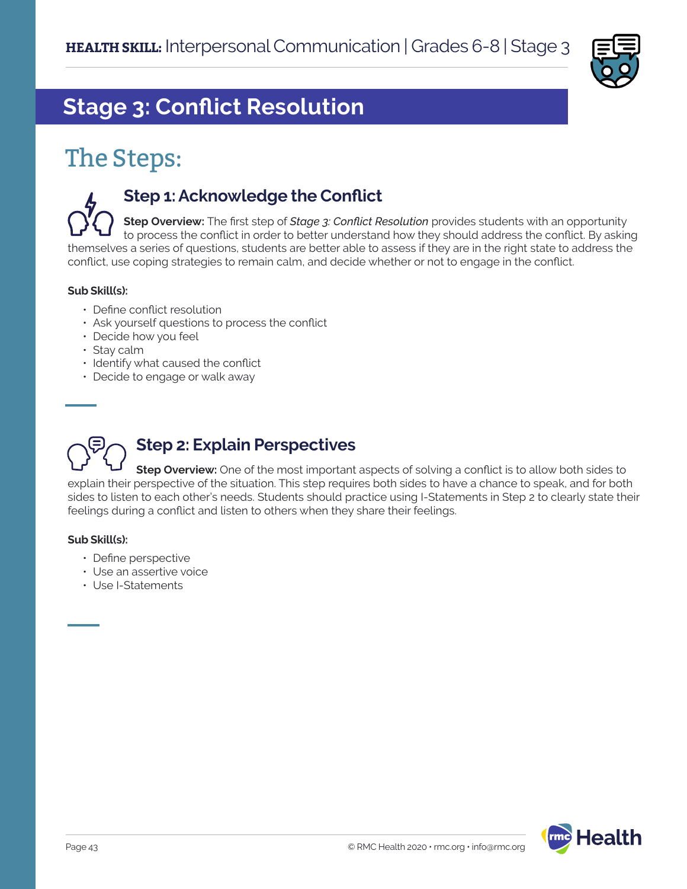# Stage 3: Conflict Resolution

## The Steps:

### Step 1: Acknowledge the Conflict

**Step Overview:** The first step of *Stage 3: Conflict Resolution* provides students with an opportunity to process the conflict in order to better understand how they should address the conflict. By asking themselves a series of questions, students are better able to assess if they are in the right state to address the conflict, use coping strategies to remain calm, and decide whether or not to engage in the conflict.

**Sub Skill(s):**

- Define conflict resolution
- Ask yourself questions to process the conflict
- Decide how you feel
- Stay calm
- Identify what caused the conflict
- Decide to engage or walk away

### Step 2: Explain Perspectives

**Step Overview:** One of the most important aspects of solving a conflict is to allow both sides to explain their perspective of the situation. This step requires both sides to have a chance to speak, and for both sides to listen to each other's needs. Students should practice using I-Statements in Step 2 to clearly state their feelings during a conflict and listen to others when they share their feelings.

**Sub Skill(s):**

- Define perspective
- Use an assertive voice
- Use I-Statements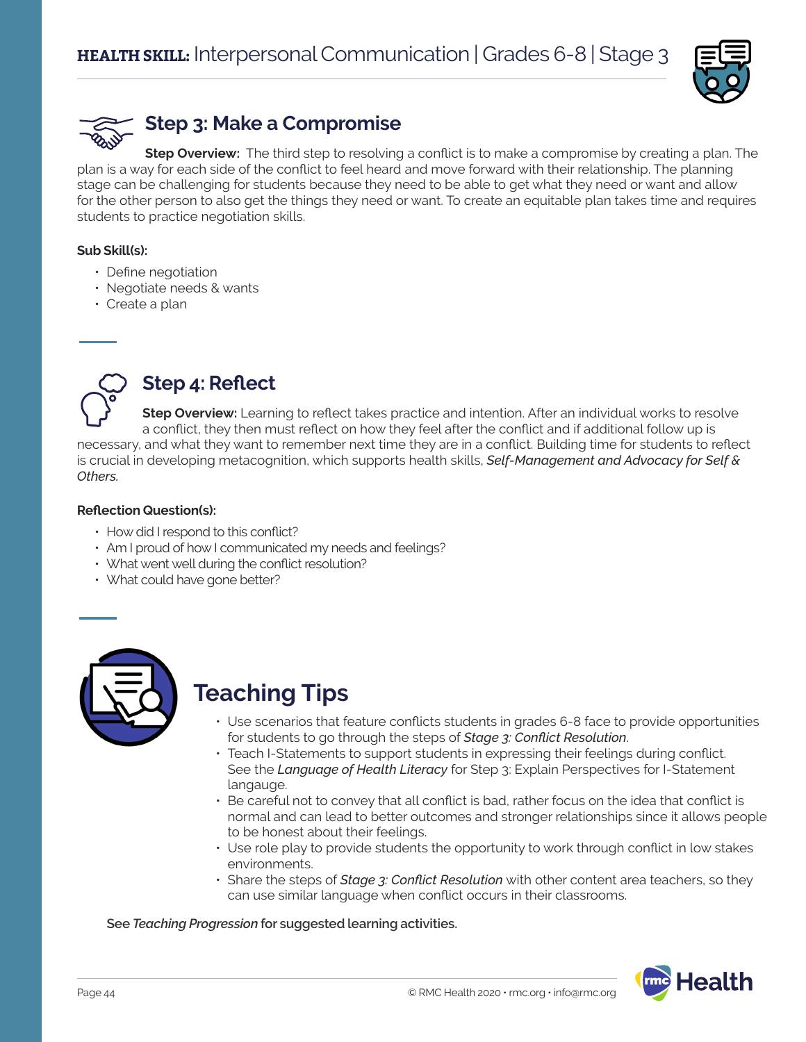## Step 3: Make a Compromise

**Step Overview:** The third step to resolving a conflict is to make a compromise by creating a plan. The plan is a way for each side of the conflict to feel heard and move forward with their relationship. The planning stage can be challenging for students because they need to be able to get what they need or want and allow for the other person to also get the things they need or want. To create an equitable plan takes time and requires students to practice negotiation skills.

**Sub Skill(s):**

- Define negotiation
- Negotiate needs & wants
- Create a plan

## Step 4: Reflect

**Step Overview:** Learning to reflect takes practice and intention. After an individual works to resolve a conflict, they then must reflect on how they feel after the conflict and if additional follow up is necessary, and what they want to remember next time they are in a conflict. Building time for students to reflect is crucial in developing metacognition, which supports health skills, ***Self-Management and Advocacy for Self & Others.***

**Reflection Question(s):**

- How did I respond to this conflict?
- Am I proud of how I communicated my needs and feelings?
- What went well during the conflict resolution?
- What could have gone better?

## Teaching Tips

- Use scenarios that feature conflicts students in grades 6-8 face to provide opportunities for students to go through the steps of ***Stage 3: Conflict Resolution***.
- Teach I-Statements to support students in expressing their feelings during conflict. See the ***Language of Health Literacy*** for Step 3: Explain Perspectives for I-Statement langauge.
- Be careful not to convey that all conflict is bad, rather focus on the idea that conflict is normal and can lead to better outcomes and stronger relationships since it allows people to be honest about their feelings.
- Use role play to provide students the opportunity to work through conflict in low stakes environments.
- Share the steps of ***Stage 3: Conflict Resolution*** with other content area teachers, so they can use similar language when conflict occurs in their classrooms.

**See *Teaching Progression* for suggested learning activities.**